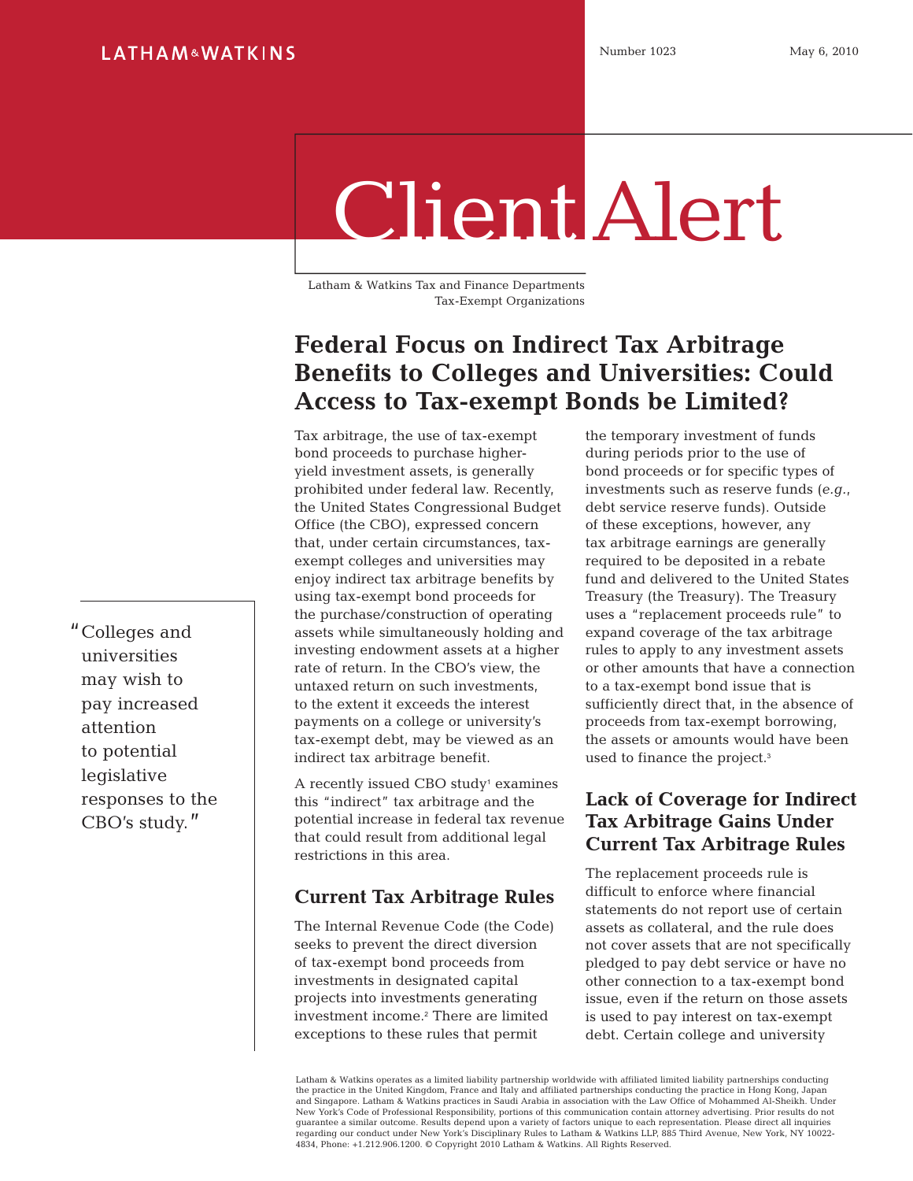LATHAM & WATKINS

Number 1023 May 6, 2010

# Client Alert

Latham & Watkins Tax and Finance Departments
Tax-Exempt Organizations

## Federal Focus on Indirect Tax Arbitrage Benefits to Colleges and Universities: Could Access to Tax-exempt Bonds be Limited?

"Colleges and universities may wish to pay increased attention to potential legislative responses to the CBO's study."

Tax arbitrage, the use of tax-exempt bond proceeds to purchase higher-yield investment assets, is generally prohibited under federal law. Recently, the United States Congressional Budget Office (the CBO), expressed concern that, under certain circumstances, tax-exempt colleges and universities may enjoy indirect tax arbitrage benefits by using tax-exempt bond proceeds for the purchase/construction of operating assets while simultaneously holding and investing endowment assets at a higher rate of return. In the CBO's view, the untaxed return on such investments, to the extent it exceeds the interest payments on a college or university's tax-exempt debt, may be viewed as an indirect tax arbitrage benefit.

A recently issued CBO study[1] examines this "indirect" tax arbitrage and the potential increase in federal tax revenue that could result from additional legal restrictions in this area.

### Current Tax Arbitrage Rules

The Internal Revenue Code (the Code) seeks to prevent the direct diversion of tax-exempt bond proceeds from investments in designated capital projects into investments generating investment income.[2] There are limited exceptions to these rules that permit the temporary investment of funds during periods prior to the use of bond proceeds or for specific types of investments such as reserve funds (*e.g.*, debt service reserve funds). Outside of these exceptions, however, any tax arbitrage earnings are generally required to be deposited in a rebate fund and delivered to the United States Treasury (the Treasury). The Treasury uses a "replacement proceeds rule" to expand coverage of the tax arbitrage rules to apply to any investment assets or other amounts that have a connection to a tax-exempt bond issue that is sufficiently direct that, in the absence of proceeds from tax-exempt borrowing, the assets or amounts would have been used to finance the project.[3]

### Lack of Coverage for Indirect Tax Arbitrage Gains Under Current Tax Arbitrage Rules

The replacement proceeds rule is difficult to enforce where financial statements do not report use of certain assets as collateral, and the rule does not cover assets that are not specifically pledged to pay debt service or have no other connection to a tax-exempt bond issue, even if the return on those assets is used to pay interest on tax-exempt debt. Certain college and university

Latham & Watkins operates as a limited liability partnership worldwide with affiliated limited liability partnerships conducting the practice in the United Kingdom, France and Italy and affiliated partnerships conducting the practice in Hong Kong, Japan and Singapore. Latham & Watkins practices in Saudi Arabia in association with the Law Office of Mohammed Al-Sheikh. Under New York's Code of Professional Responsibility, portions of this communication contain attorney advertising. Prior results do not guarantee a similar outcome. Results depend upon a variety of factors unique to each representation. Please direct all inquiries regarding our conduct under New York's Disciplinary Rules to Latham & Watkins LLP, 885 Third Avenue, New York, NY 10022-4834, Phone: +1.212.906.1200. © Copyright 2010 Latham & Watkins. All Rights Reserved.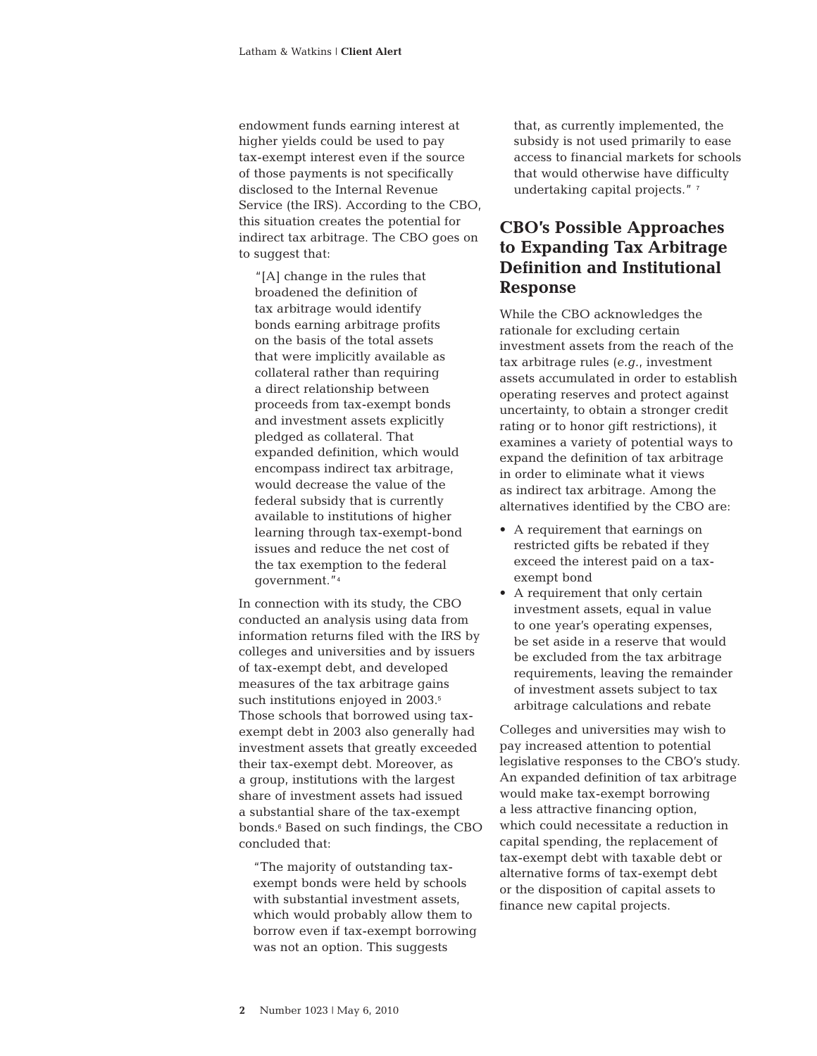endowment funds earning interest at higher yields could be used to pay tax-exempt interest even if the source of those payments is not specifically disclosed to the Internal Revenue Service (the IRS). According to the CBO, this situation creates the potential for indirect tax arbitrage. The CBO goes on to suggest that:

> "[A] change in the rules that broadened the definition of tax arbitrage would identify bonds earning arbitrage profits on the basis of the total assets that were implicitly available as collateral rather than requiring a direct relationship between proceeds from tax-exempt bonds and investment assets explicitly pledged as collateral. That expanded definition, which would encompass indirect tax arbitrage, would decrease the value of the federal subsidy that is currently available to institutions of higher learning through tax-exempt-bond issues and reduce the net cost of the tax exemption to the federal government."[4]

In connection with its study, the CBO conducted an analysis using data from information returns filed with the IRS by colleges and universities and by issuers of tax-exempt debt, and developed measures of the tax arbitrage gains such institutions enjoyed in 2003.[5] Those schools that borrowed using tax-exempt debt in 2003 also generally had investment assets that greatly exceeded their tax-exempt debt. Moreover, as a group, institutions with the largest share of investment assets had issued a substantial share of the tax-exempt bonds.[6] Based on such findings, the CBO concluded that:

> "The majority of outstanding tax-exempt bonds were held by schools with substantial investment assets, which would probably allow them to borrow even if tax-exempt borrowing was not an option. This suggests that, as currently implemented, the subsidy is not used primarily to ease access to financial markets for schools that would otherwise have difficulty undertaking capital projects." [7]

## CBO's Possible Approaches to Expanding Tax Arbitrage Definition and Institutional Response

While the CBO acknowledges the rationale for excluding certain investment assets from the reach of the tax arbitrage rules (*e.g.*, investment assets accumulated in order to establish operating reserves and protect against uncertainty, to obtain a stronger credit rating or to honor gift restrictions), it examines a variety of potential ways to expand the definition of tax arbitrage in order to eliminate what it views as indirect tax arbitrage. Among the alternatives identified by the CBO are:

- A requirement that earnings on restricted gifts be rebated if they exceed the interest paid on a tax-exempt bond
- A requirement that only certain investment assets, equal in value to one year's operating expenses, be set aside in a reserve that would be excluded from the tax arbitrage requirements, leaving the remainder of investment assets subject to tax arbitrage calculations and rebate

Colleges and universities may wish to pay increased attention to potential legislative responses to the CBO's study. An expanded definition of tax arbitrage would make tax-exempt borrowing a less attractive financing option, which could necessitate a reduction in capital spending, the replacement of tax-exempt debt with taxable debt or alternative forms of tax-exempt debt or the disposition of capital assets to finance new capital projects.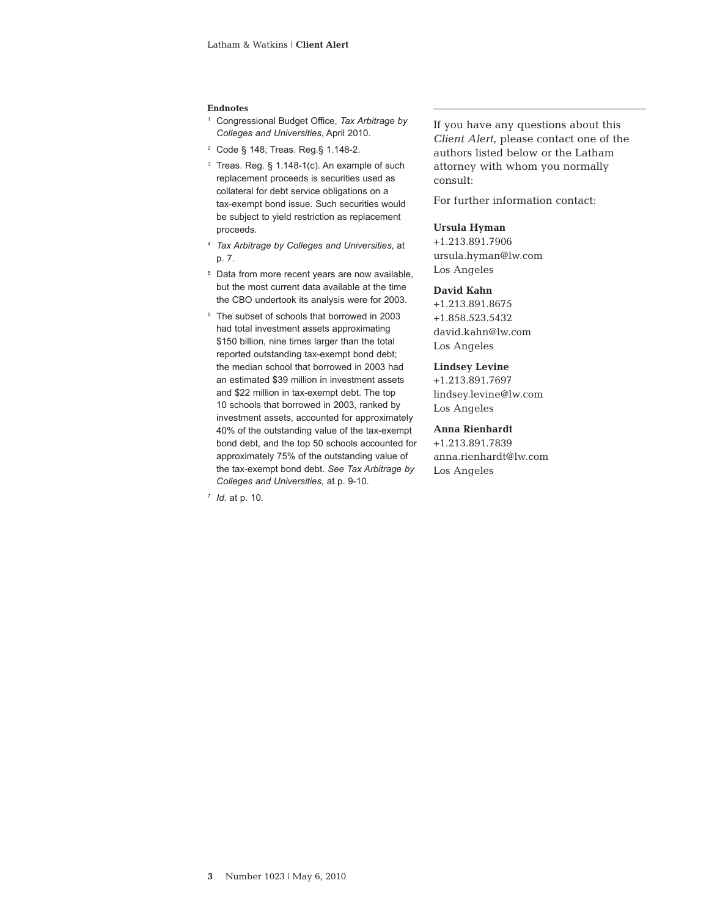**Endnotes**

1. Congressional Budget Office, *Tax Arbitrage by Colleges and Universities*, April 2010.
2. Code § 148; Treas. Reg.§ 1.148-2.
3. Treas. Reg. § 1.148-1(c). An example of such replacement proceeds is securities used as collateral for debt service obligations on a tax-exempt bond issue. Such securities would be subject to yield restriction as replacement proceeds.
4. *Tax Arbitrage by Colleges and Universities*, at p. 7.
5. Data from more recent years are now available, but the most current data available at the time the CBO undertook its analysis were for 2003.
6. The subset of schools that borrowed in 2003 had total investment assets approximating $150 billion, nine times larger than the total reported outstanding tax-exempt bond debt; the median school that borrowed in 2003 had an estimated $39 million in investment assets and $22 million in tax-exempt debt. The top 10 schools that borrowed in 2003, ranked by investment assets, accounted for approximately 40% of the outstanding value of the tax-exempt bond debt, and the top 50 schools accounted for approximately 75% of the outstanding value of the tax-exempt bond debt. *See Tax Arbitrage by Colleges and Universities*, at p. 9-10.
7. *Id.* at p. 10.

---

If you have any questions about this *Client Alert*, please contact one of the authors listed below or the Latham attorney with whom you normally consult:

For further information contact:

**Ursula Hyman**
+1.213.891.7906
ursula.hyman@lw.com
Los Angeles

**David Kahn**
+1.213.891.8675
+1.858.523.5432
david.kahn@lw.com
Los Angeles

**Lindsey Levine**
+1.213.891.7697
lindsey.levine@lw.com
Los Angeles

**Anna Rienhardt**
+1.213.891.7839
anna.rienhardt@lw.com
Los Angeles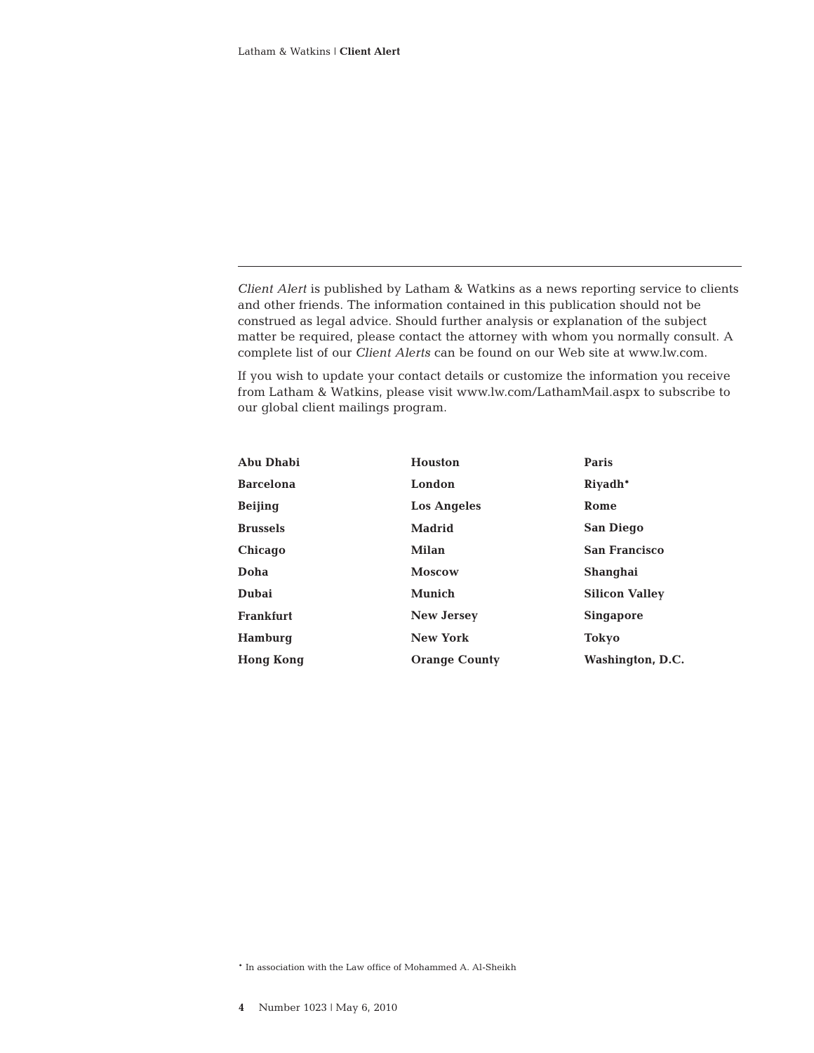*Client Alert* is published by Latham & Watkins as a news reporting service to clients and other friends. The information contained in this publication should not be construed as legal advice. Should further analysis or explanation of the subject matter be required, please contact the attorney with whom you normally consult. A complete list of our *Client Alerts* can be found on our Web site at www.lw.com.

If you wish to update your contact details or customize the information you receive from Latham & Watkins, please visit www.lw.com/LathamMail.aspx to subscribe to our global client mailings program.

| | | |
|---|---|---|
| **Abu Dhabi** | **Houston** | **Paris** |
| **Barcelona** | **London** | **Riyadh*** |
| **Beijing** | **Los Angeles** | **Rome** |
| **Brussels** | **Madrid** | **San Diego** |
| **Chicago** | **Milan** | **San Francisco** |
| **Doha** | **Moscow** | **Shanghai** |
| **Dubai** | **Munich** | **Silicon Valley** |
| **Frankfurt** | **New Jersey** | **Singapore** |
| **Hamburg** | **New York** | **Tokyo** |
| **Hong Kong** | **Orange County** | **Washington, D.C.** |

* In association with the Law office of Mohammed A. Al-Sheikh